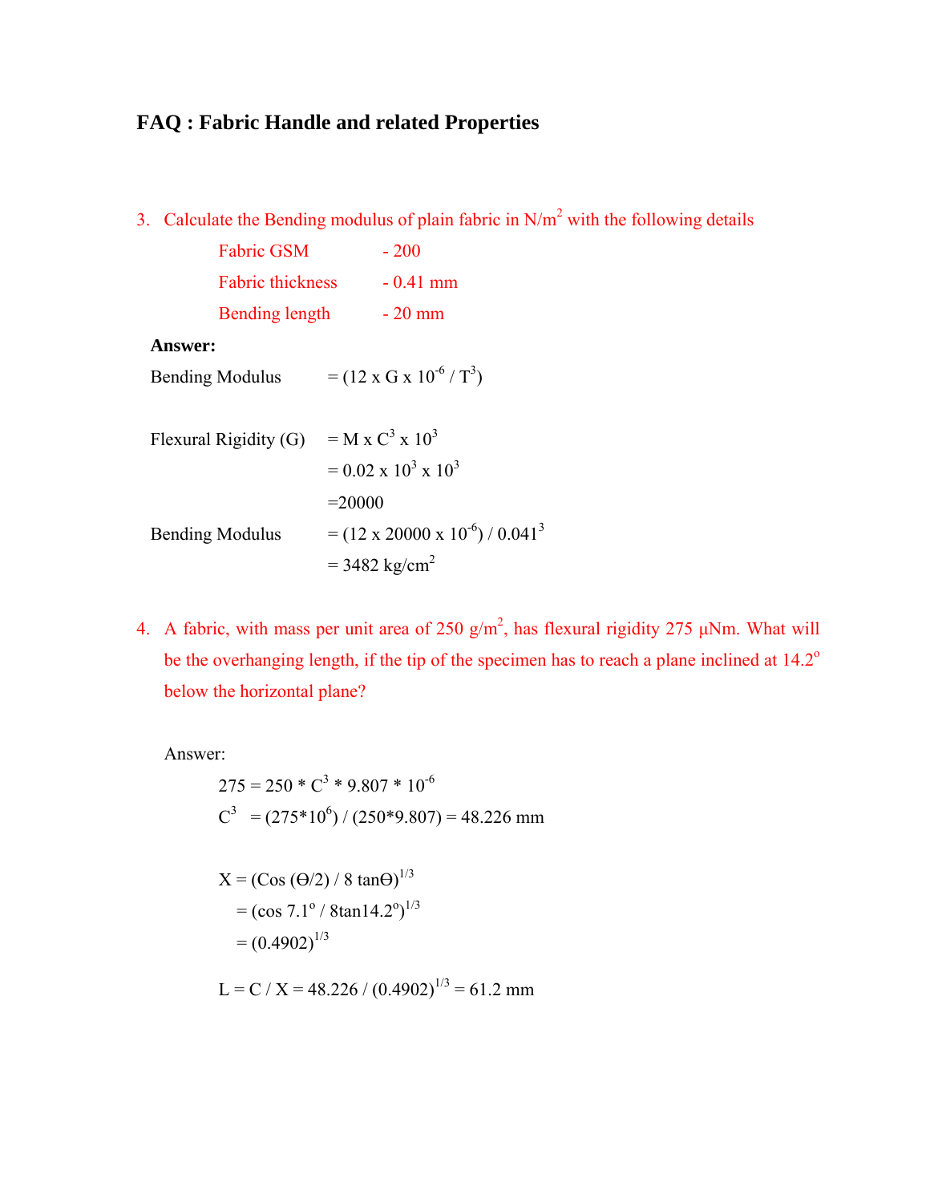# FAQ : Fabric Handle and related Properties

3. Calculate the Bending modulus of plain fabric in $N/m^2$ with the following details

   Fabric GSM - 200

   Fabric thickness - 0.41 mm

   Bending length - 20 mm

**Answer:**

Bending Modulus $= (12 \times G \times 10^{-6} / T^3)$

Flexural Rigidity (G) $= M \times C^3 \times 10^3$

$= 0.02 \times 10^3 \times 10^3$

$=20000$

Bending Modulus $= (12 \times 20000 \times 10^{-6}) / 0.041^3$

$= 3482 \text{ kg/cm}^2$

4. A fabric, with mass per unit area of 250 $g/m^2$, has flexural rigidity 275 μNm. What will be the overhanging length, if the tip of the specimen has to reach a plane inclined at 14.2° below the horizontal plane?

Answer:

$275 = 250 * C^3 * 9.807 * 10^{-6}$

$C^3 = (275*10^6) / (250*9.807) = 48.226 \text{ mm}$

$X = (\text{Cos}\ (\Theta/2) / 8 \tan\Theta)^{1/3}$

$= (\cos 7.1^o / 8\tan 14.2^o)^{1/3}$

$= (0.4902)^{1/3}$

$L = C / X = 48.226 / (0.4902)^{1/3} = 61.2 \text{ mm}$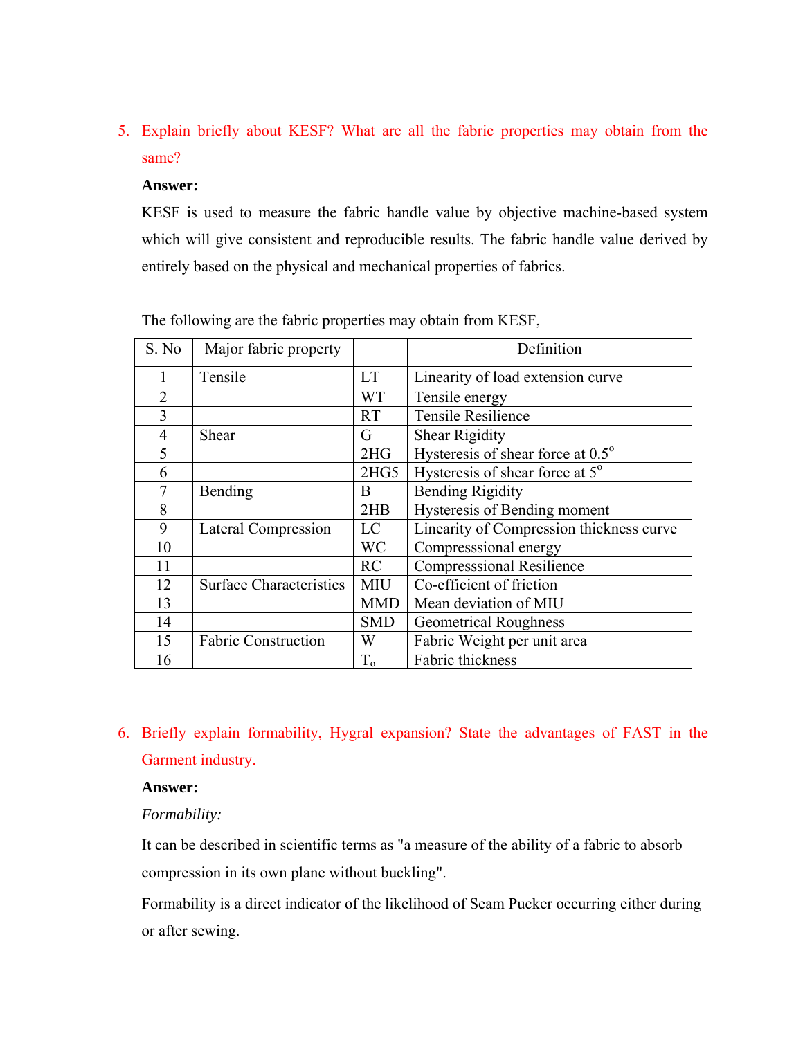5. Explain briefly about KESF? What are all the fabric properties may obtain from the same?

**Answer:**

KESF is used to measure the fabric handle value by objective machine-based system which will give consistent and reproducible results. The fabric handle value derived by entirely based on the physical and mechanical properties of fabrics.

The following are the fabric properties may obtain from KESF,

| S. No | Major fabric property | | Definition |
|---|---|---|---|
| 1 | Tensile | LT | Linearity of load extension curve |
| 2 | | WT | Tensile energy |
| 3 | | RT | Tensile Resilience |
| 4 | Shear | G | Shear Rigidity |
| 5 | | 2HG | Hysteresis of shear force at $0.5^o$ |
| 6 | | 2HG5 | Hysteresis of shear force at $5^o$ |
| 7 | Bending | B | Bending Rigidity |
| 8 | | 2HB | Hysteresis of Bending moment |
| 9 | Lateral Compression | LC | Linearity of Compression thickness curve |
| 10 | | WC | Compresssional energy |
| 11 | | RC | Compresssional Resilience |
| 12 | Surface Characteristics | MIU | Co-efficient of friction |
| 13 | | MMD | Mean deviation of MIU |
| 14 | | SMD | Geometrical Roughness |
| 15 | Fabric Construction | W | Fabric Weight per unit area |
| 16 | | $T_o$ | Fabric thickness |

6. Briefly explain formability, Hygral expansion? State the advantages of FAST in the Garment industry.

**Answer:**

*Formability:*

It can be described in scientific terms as "a measure of the ability of a fabric to absorb compression in its own plane without buckling".

Formability is a direct indicator of the likelihood of Seam Pucker occurring either during or after sewing.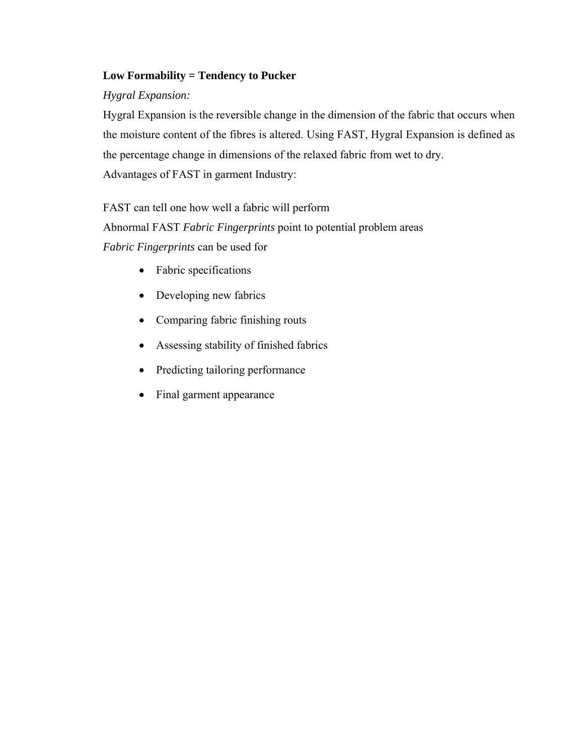**Low Formability = Tendency to Pucker**

*Hygral Expansion:*

Hygral Expansion is the reversible change in the dimension of the fabric that occurs when the moisture content of the fibres is altered. Using FAST, Hygral Expansion is defined as the percentage change in dimensions of the relaxed fabric from wet to dry.

Advantages of FAST in garment Industry:

FAST can tell one how well a fabric will perform

Abnormal FAST *Fabric Fingerprints* point to potential problem areas

*Fabric Fingerprints* can be used for

- Fabric specifications
- Developing new fabrics
- Comparing fabric finishing routs
- Assessing stability of finished fabrics
- Predicting tailoring performance
- Final garment appearance